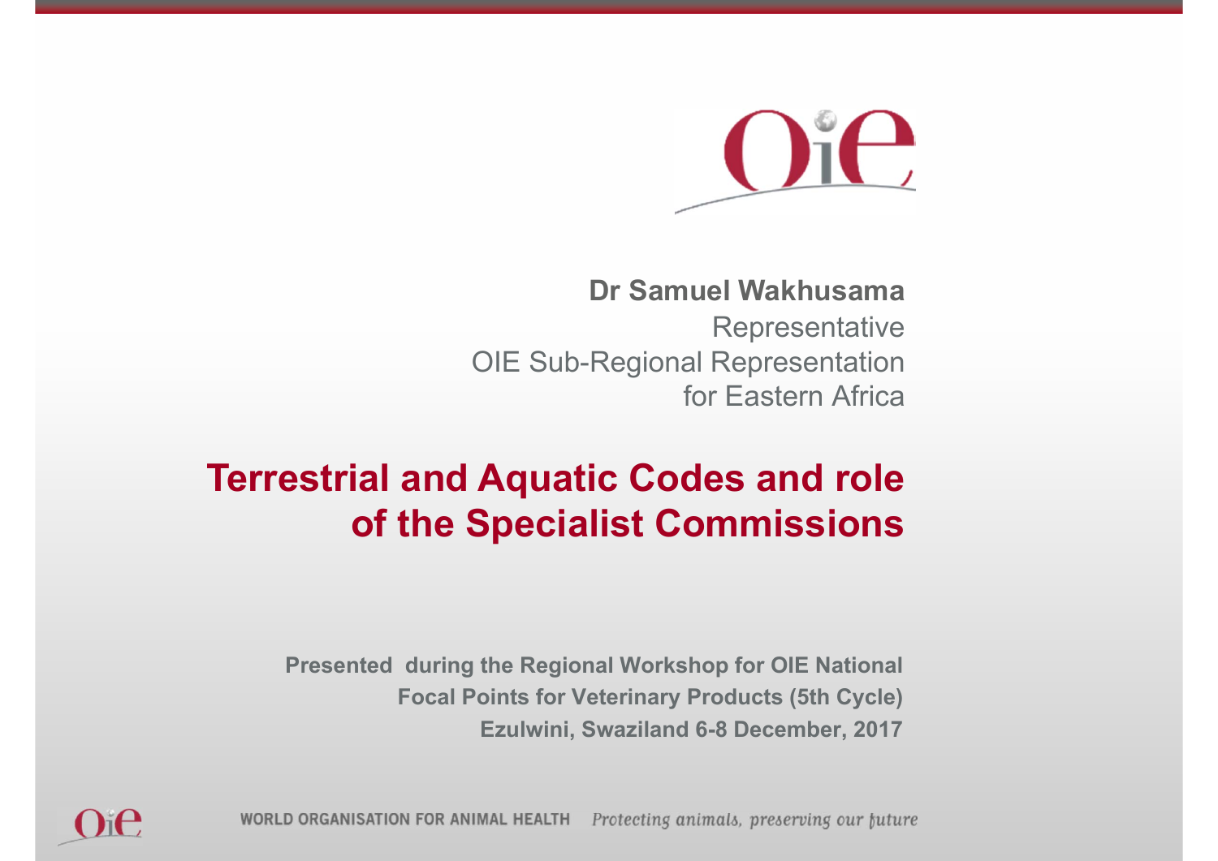**Dr Samuel Wakhusama**

Representative

OIE Sub-Regional Representation

for Eastern Africa

# Terrestrial and Aquatic Codes and role of the Specialist Commissions

**Presented during the Regional Workshop for OIE National Focal Points for Veterinary Products (5th Cycle)**

**Ezulwini, Swaziland 6-8 December, 2017**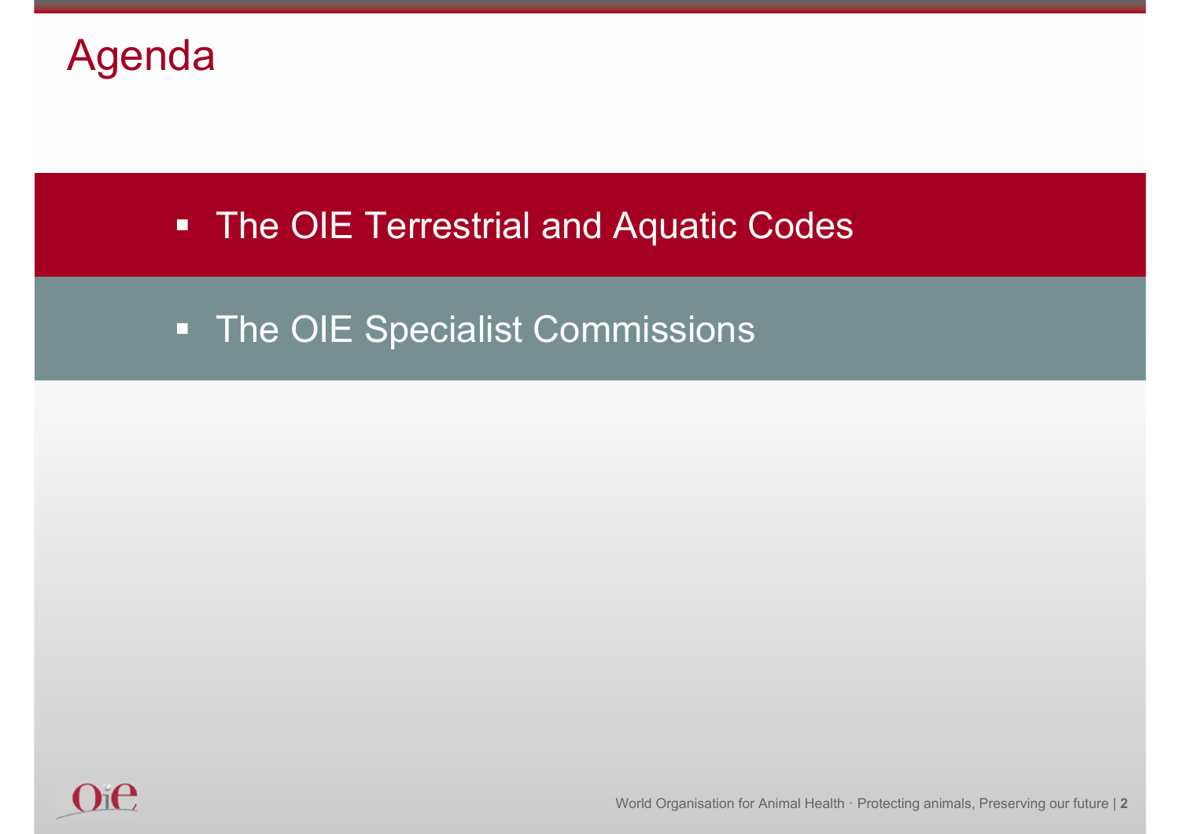# Agenda

- The OIE Terrestrial and Aquatic Codes
- The OIE Specialist Commissions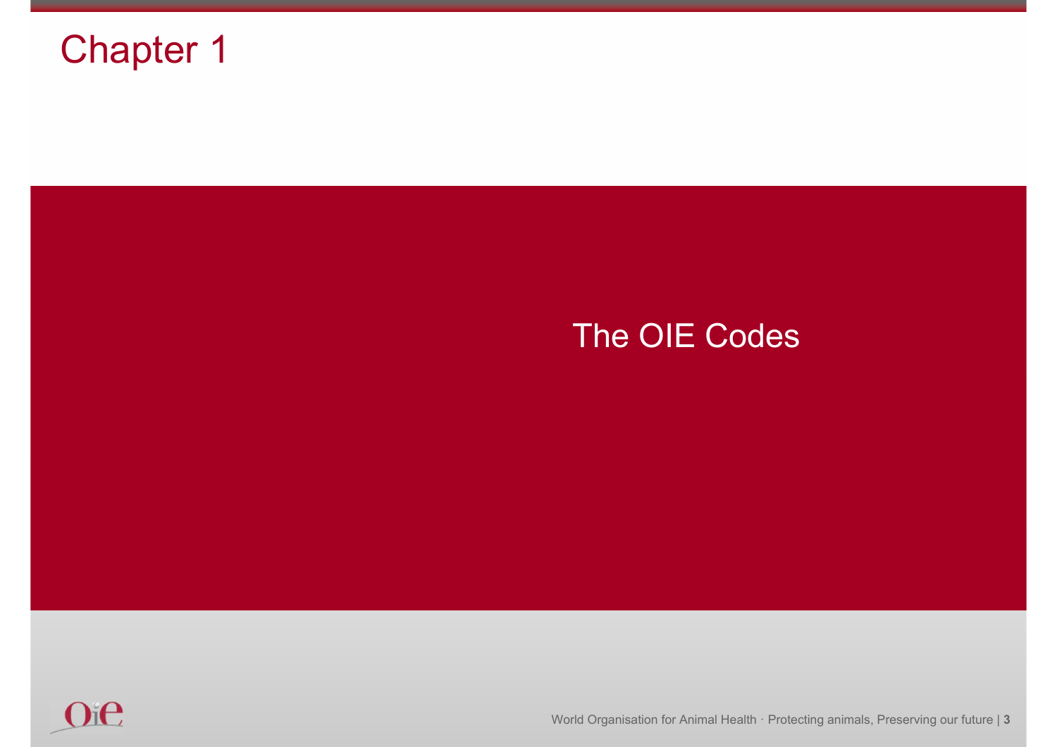# Chapter 1

## The OIE Codes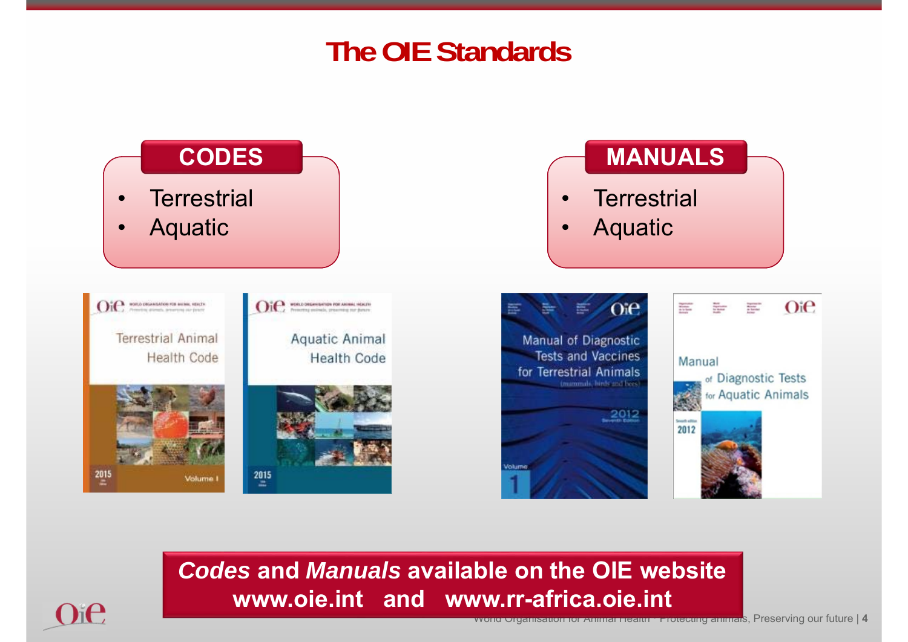# The OIE Standards

## CODES

- Terrestrial
- Aquatic

## MANUALS

- Terrestrial
- Aquatic

***Codes* and *Manuals* available on the OIE website**
**www.oie.int and www.rr-africa.oie.int**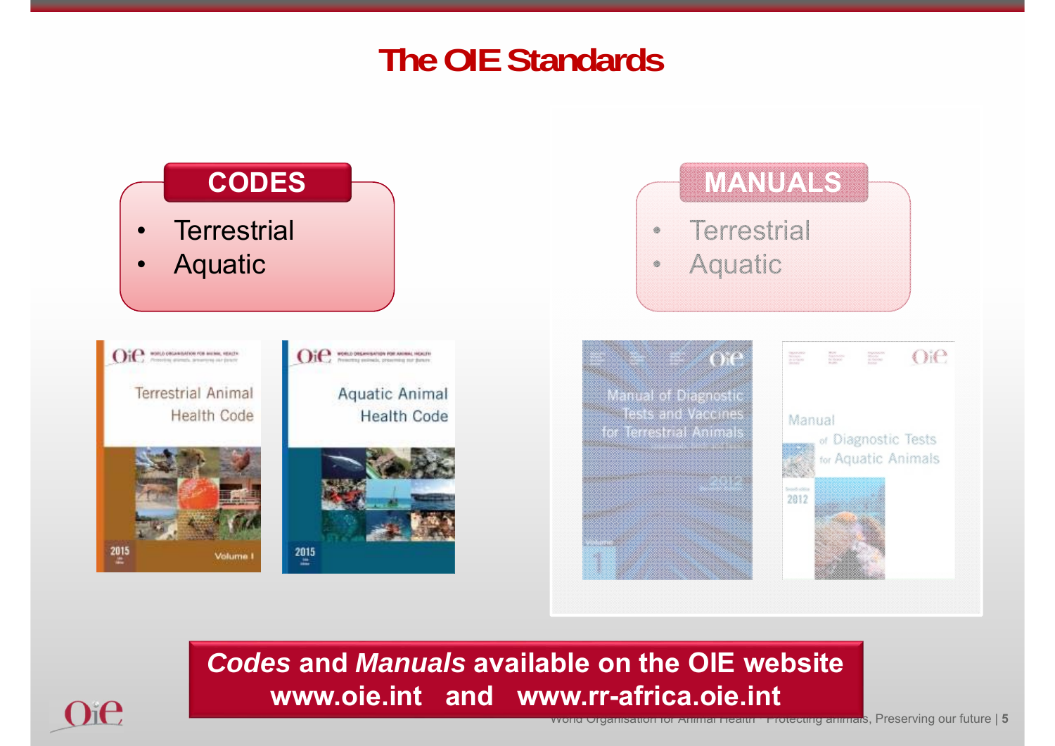# The OIE Standards

## CODES

- Terrestrial
- Aquatic

## MANUALS

- Terrestrial
- Aquatic

Terrestrial Animal Health Code
2015
Volume I

Aquatic Animal Health Code
2015

Manual of Diagnostic Tests and Vaccines for Terrestrial Animals
2012

Manual of Diagnostic Tests for Aquatic Animals
2012

***Codes* and *Manuals* available on the OIE website**
**www.oie.int and www.rr-africa.oie.int**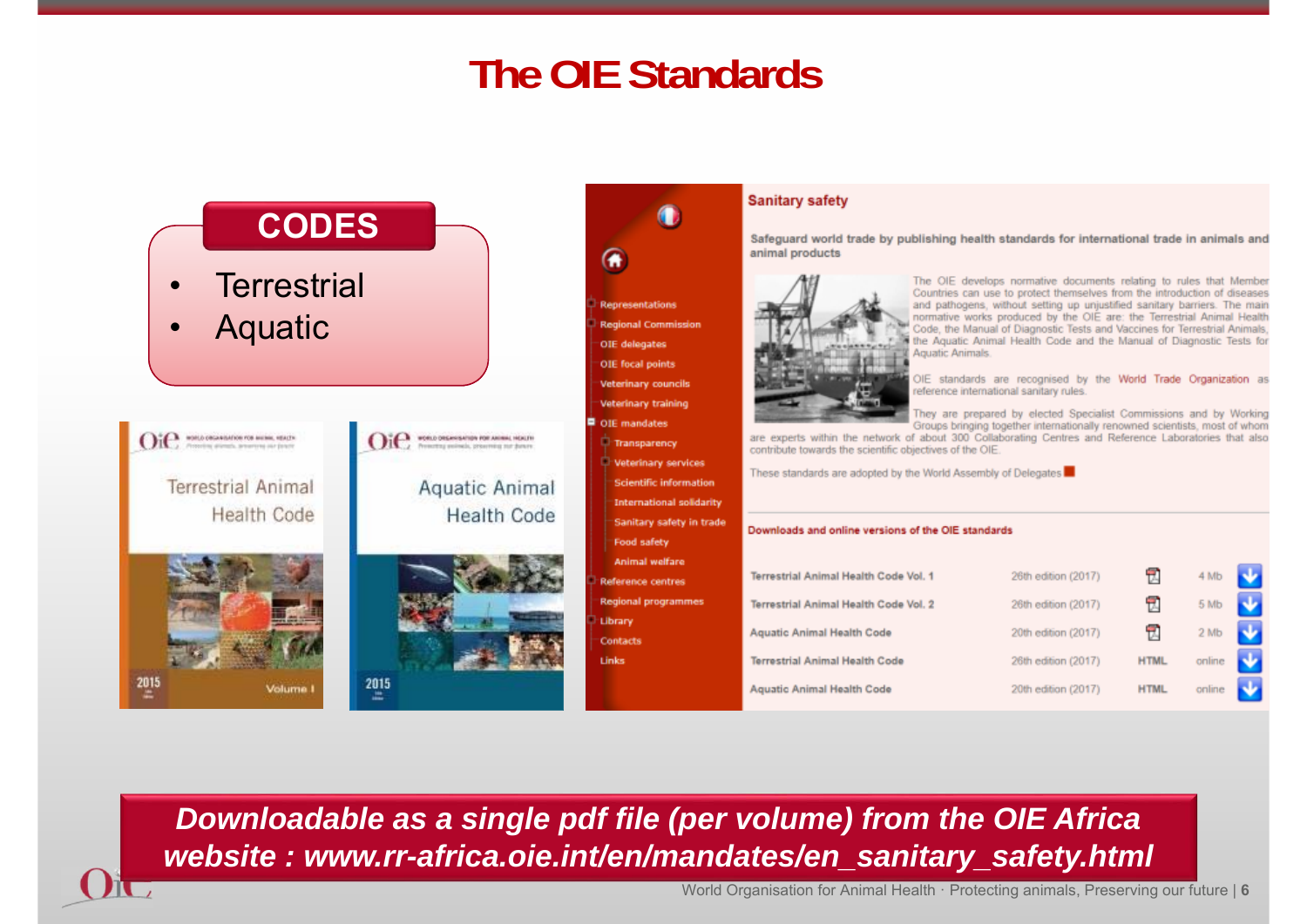# The OIE Standards

## CODES

- Terrestrial
- Aquatic

Terrestrial Animal Health Code

Aquatic Animal Health Code

**Sanitary safety**

**Safeguard world trade by publishing health standards for international trade in animals and animal products**

The OIE develops normative documents relating to rules that Member Countries can use to protect themselves from the introduction of diseases and pathogens, without setting up unjustified sanitary barriers. The main normative works produced by the OIE are: the Terrestrial Animal Health Code, the Manual of Diagnostic Tests and Vaccines for Terrestrial Animals, the Aquatic Animal Health Code and the Manual of Diagnostic Tests for Aquatic Animals.

OIE standards are recognised by the World Trade Organization as reference international sanitary rules.

They are prepared by elected Specialist Commissions and by Working Groups bringing together internationally renowned scientists, most of whom are experts within the network of about 300 Collaborating Centres and Reference Laboratories that also contribute towards the scientific objectives of the OIE.

These standards are adopted by the World Assembly of Delegates

**Downloads and online versions of the OIE standards**

| | | | |
|---|---|---|---|
| Terrestrial Animal Health Code Vol. 1 | 26th edition (2017) | PDF | 4 Mb |
| Terrestrial Animal Health Code Vol. 2 | 26th edition (2017) | PDF | 5 Mb |
| Aquatic Animal Health Code | 20th edition (2017) | PDF | 2 Mb |
| Terrestrial Animal Health Code | 26th edition (2017) | HTML | online |
| Aquatic Animal Health Code | 20th edition (2017) | HTML | online |

***Downloadable as a single pdf file (per volume) from the OIE Africa website : www.rr-africa.oie.int/en/mandates/en_sanitary_safety.html***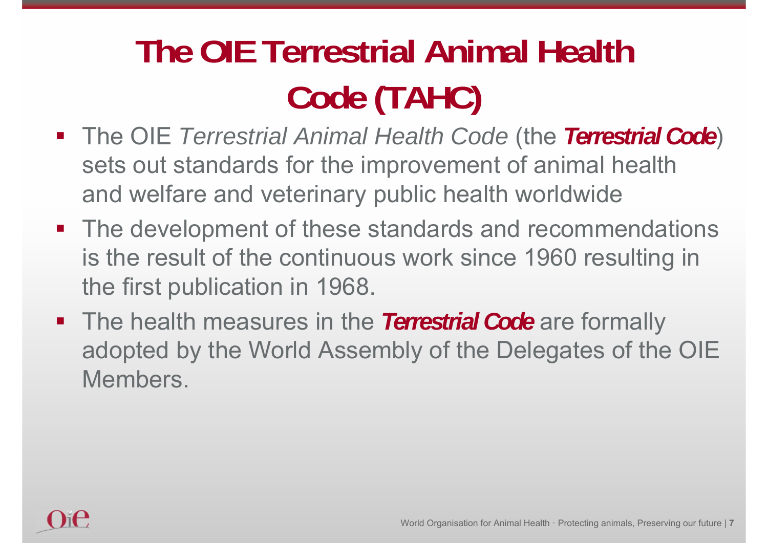# The OIE Terrestrial Animal Health Code (TAHC)

- The OIE *Terrestrial Animal Health Code* (the ***Terrestrial Code***) sets out standards for the improvement of animal health and welfare and veterinary public health worldwide
- The development of these standards and recommendations is the result of the continuous work since 1960 resulting in the first publication in 1968.
- The health measures in the ***Terrestrial Code*** are formally adopted by the World Assembly of the Delegates of the OIE Members.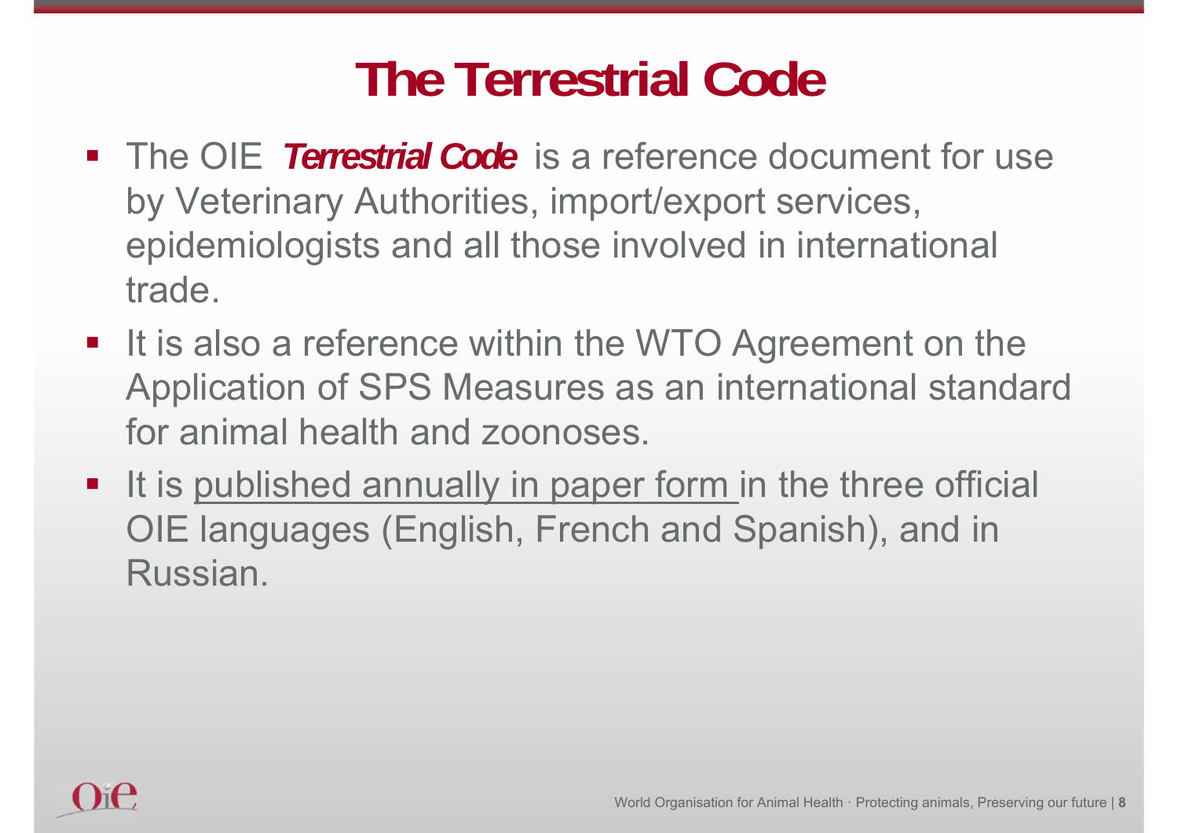# The Terrestrial Code

- The OIE ***Terrestrial Code*** is a reference document for use by Veterinary Authorities, import/export services, epidemiologists and all those involved in international trade.
- It is also a reference within the WTO Agreement on the Application of SPS Measures as an international standard for animal health and zoonoses.
- It is <u>published annually in paper form</u> in the three official OIE languages (English, French and Spanish), and in Russian.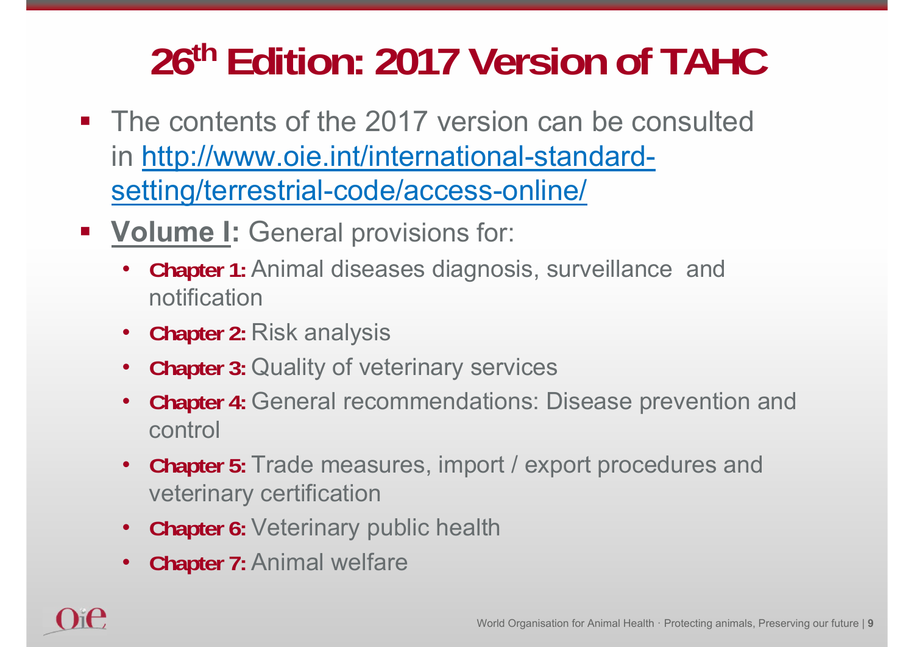# 26th Edition: 2017 Version of TAHC

- The contents of the 2017 version can be consulted in http://www.oie.int/international-standard-setting/terrestrial-code/access-online/
- **Volume I:** General provisions for:
  - **Chapter 1:** Animal diseases diagnosis, surveillance and notification
  - **Chapter 2:** Risk analysis
  - **Chapter 3:** Quality of veterinary services
  - **Chapter 4:** General recommendations: Disease prevention and control
  - **Chapter 5:** Trade measures, import / export procedures and veterinary certification
  - **Chapter 6:** Veterinary public health
  - **Chapter 7:** Animal welfare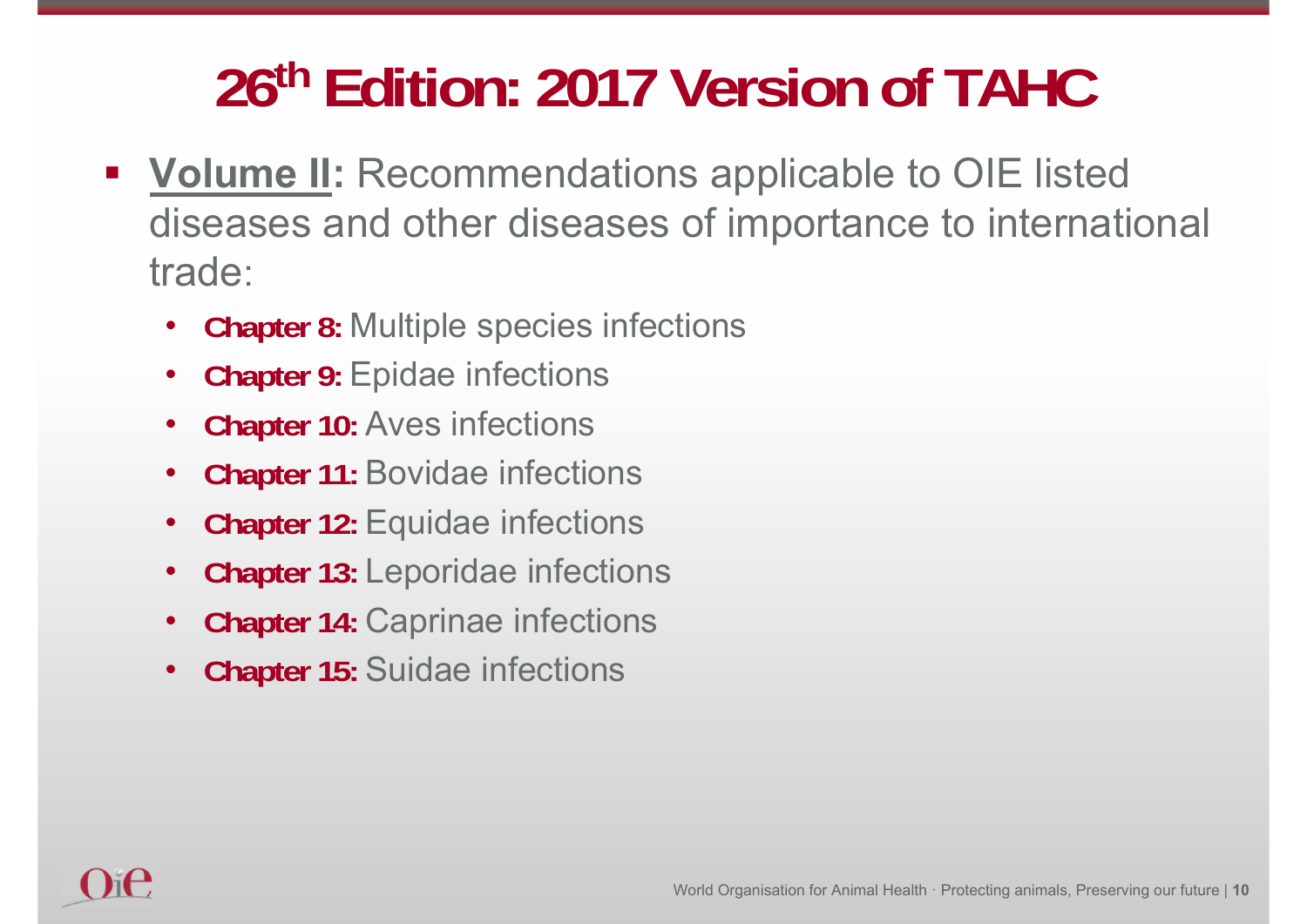# 26th Edition: 2017 Version of TAHC

- **Volume II:** Recommendations applicable to OIE listed diseases and other diseases of importance to international trade:
  - **Chapter 8:** Multiple species infections
  - **Chapter 9:** Epidae infections
  - **Chapter 10:** Aves infections
  - **Chapter 11:** Bovidae infections
  - **Chapter 12:** Equidae infections
  - **Chapter 13:** Leporidae infections
  - **Chapter 14:** Caprinae infections
  - **Chapter 15:** Suidae infections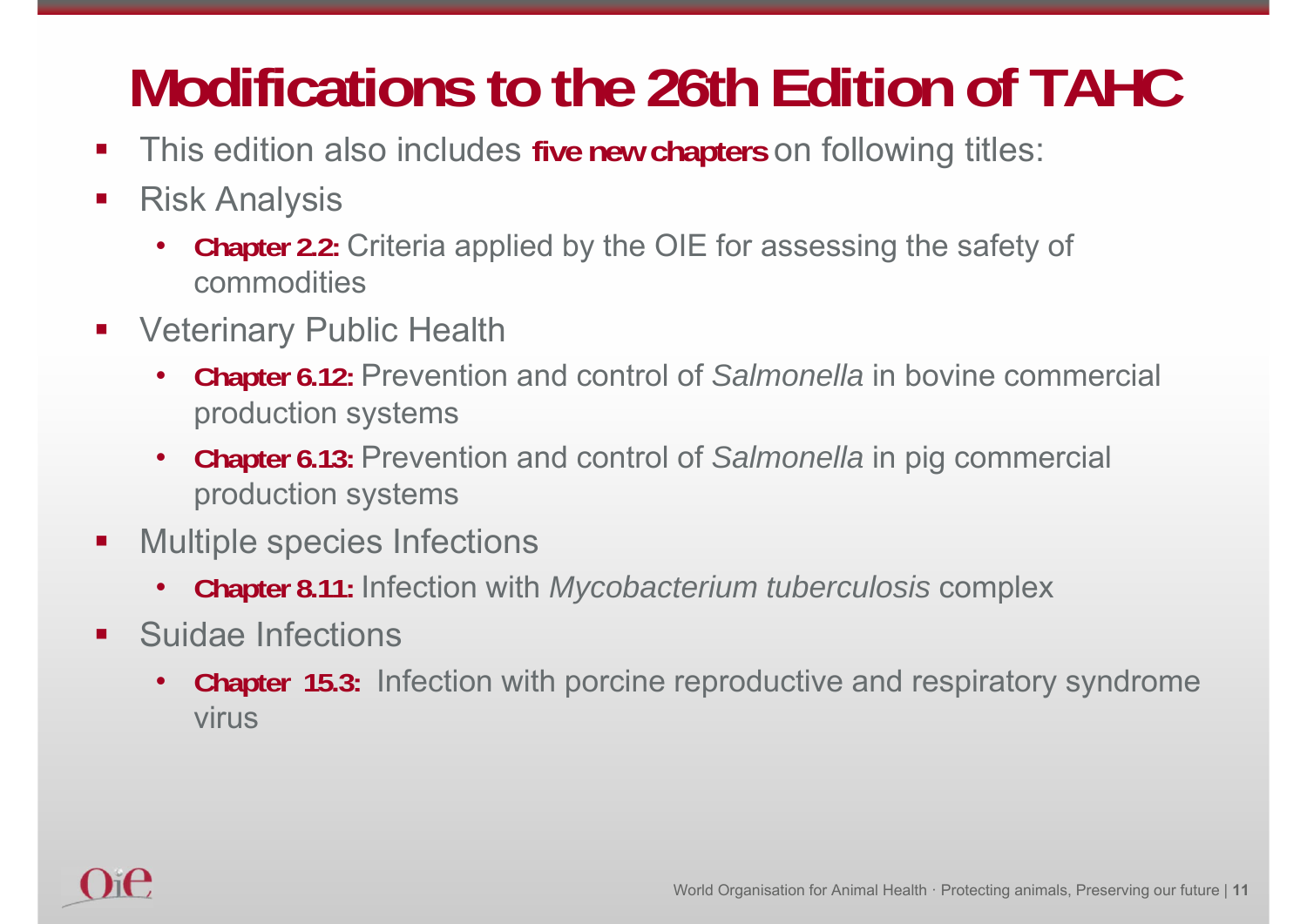# Modifications to the 26th Edition of TAHC

- This edition also includes **five new chapters** on following titles:
- Risk Analysis
  - **Chapter 2.2:** Criteria applied by the OIE for assessing the safety of commodities
- Veterinary Public Health
  - **Chapter 6.12:** Prevention and control of *Salmonella* in bovine commercial production systems
  - **Chapter 6.13:** Prevention and control of *Salmonella* in pig commercial production systems
- Multiple species Infections
  - **Chapter 8.11:** Infection with *Mycobacterium tuberculosis* complex
- Suidae Infections
  - **Chapter 15.3:** Infection with porcine reproductive and respiratory syndrome virus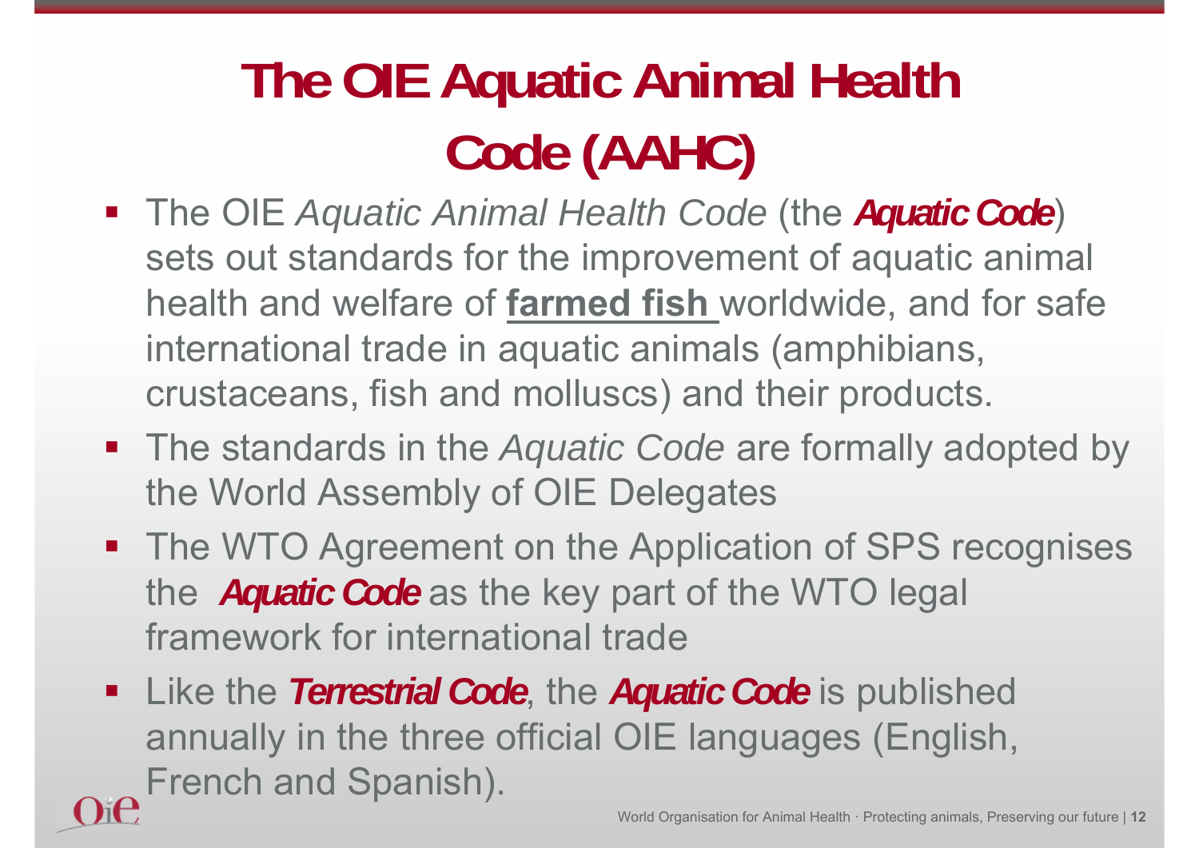# The OIE Aquatic Animal Health Code (AAHC)

- The OIE *Aquatic Animal Health Code* (the ***Aquatic Code***) sets out standards for the improvement of aquatic animal health and welfare of **farmed fish** worldwide, and for safe international trade in aquatic animals (amphibians, crustaceans, fish and molluscs) and their products.
- The standards in the *Aquatic Code* are formally adopted by the World Assembly of OIE Delegates
- The WTO Agreement on the Application of SPS recognises the ***Aquatic Code*** as the key part of the WTO legal framework for international trade
- Like the ***Terrestrial Code***, the ***Aquatic Code*** is published annually in the three official OIE languages (English, French and Spanish).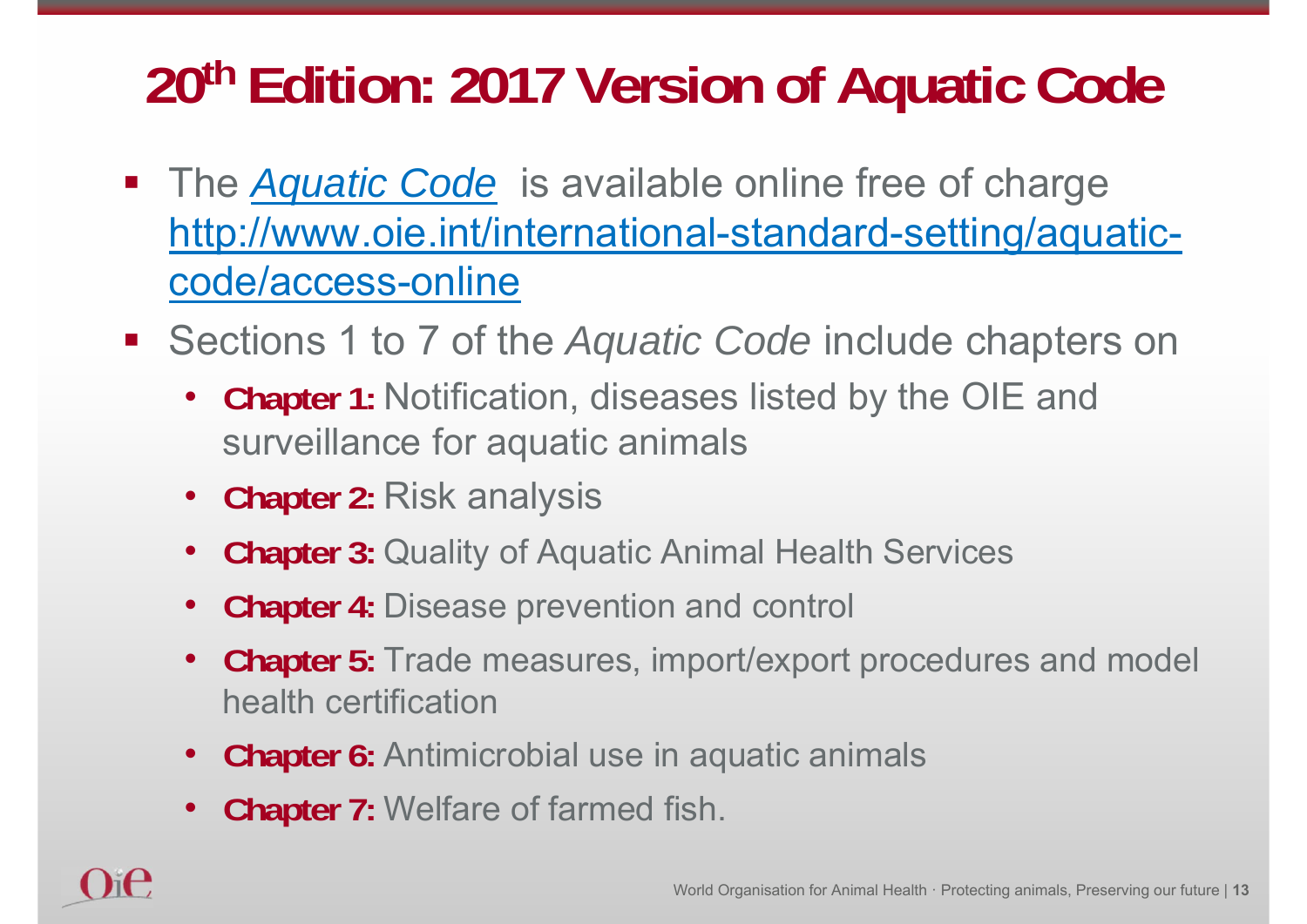# 20th Edition: 2017 Version of Aquatic Code

- The *Aquatic Code* is available online free of charge http://www.oie.int/international-standard-setting/aquatic-code/access-online
- Sections 1 to 7 of the *Aquatic Code* include chapters on
  - **Chapter 1:** Notification, diseases listed by the OIE and surveillance for aquatic animals
  - **Chapter 2:** Risk analysis
  - **Chapter 3:** Quality of Aquatic Animal Health Services
  - **Chapter 4:** Disease prevention and control
  - **Chapter 5:** Trade measures, import/export procedures and model health certification
  - **Chapter 6:** Antimicrobial use in aquatic animals
  - **Chapter 7:** Welfare of farmed fish.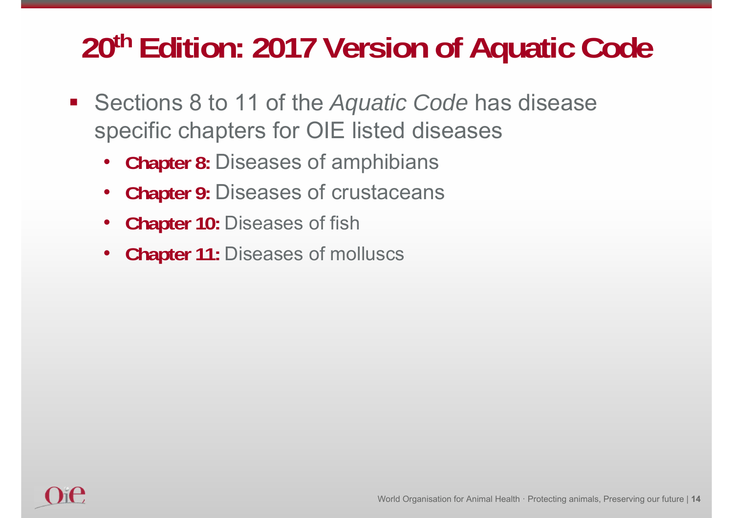# 20th Edition: 2017 Version of Aquatic Code

- Sections 8 to 11 of the *Aquatic Code* has disease specific chapters for OIE listed diseases
  - **Chapter 8:** Diseases of amphibians
  - **Chapter 9:** Diseases of crustaceans
  - **Chapter 10:** Diseases of fish
  - **Chapter 11:** Diseases of molluscs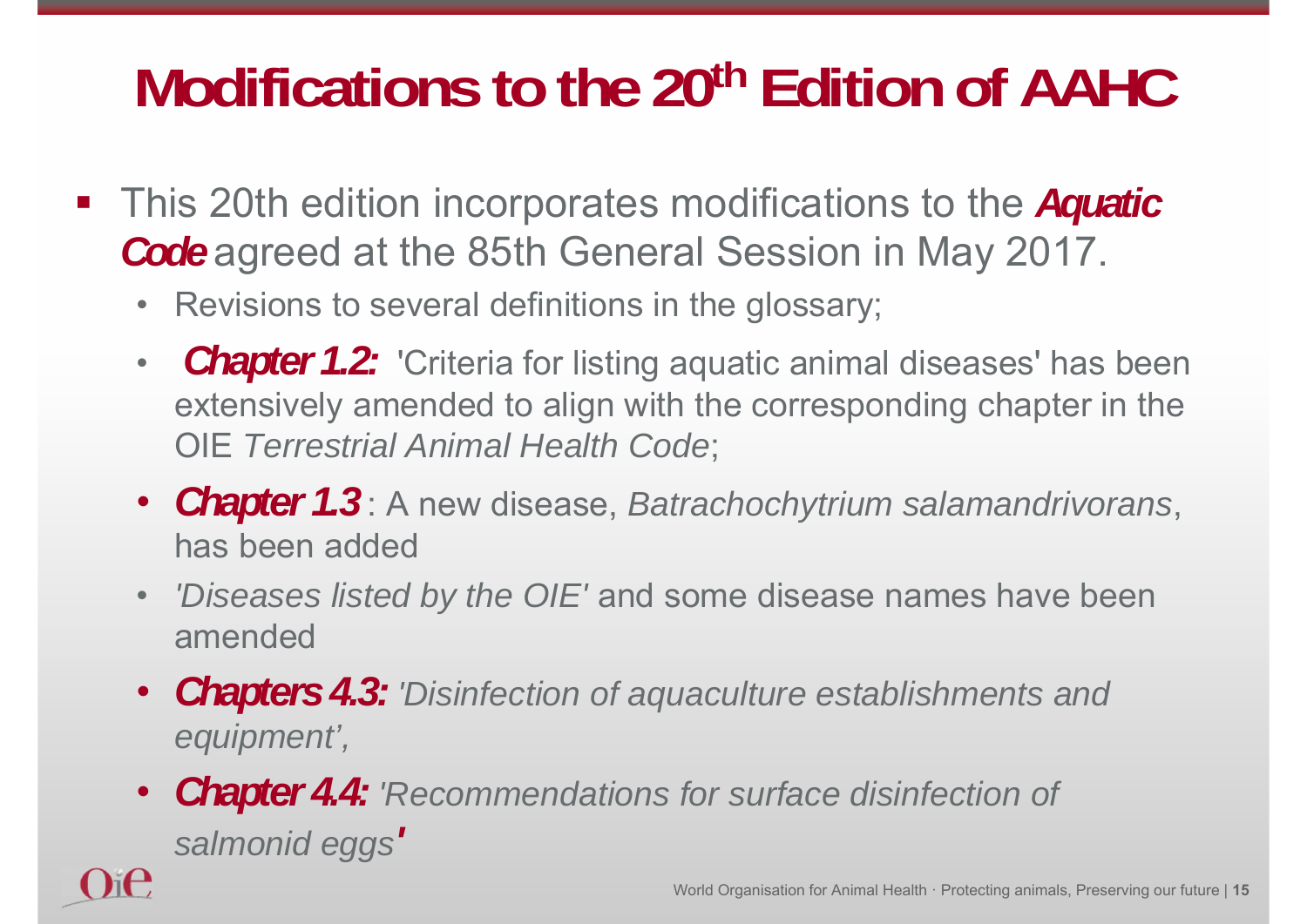# Modifications to the 20th Edition of AAHC

- This 20th edition incorporates modifications to the ***Aquatic Code*** agreed at the 85th General Session in May 2017.
  - Revisions to several definitions in the glossary;
  - ***Chapter 1.2:*** 'Criteria for listing aquatic animal diseases' has been extensively amended to align with the corresponding chapter in the OIE *Terrestrial Animal Health Code*;
  - ***Chapter 1.3*** : A new disease, *Batrachochytrium salamandrivorans*, has been added
  - *'Diseases listed by the OIE'* and some disease names have been amended
  - ***Chapters 4.3:*** *'Disinfection of aquaculture establishments and equipment',*
  - ***Chapter 4.4:*** *'Recommendations for surface disinfection of salmonid eggs'*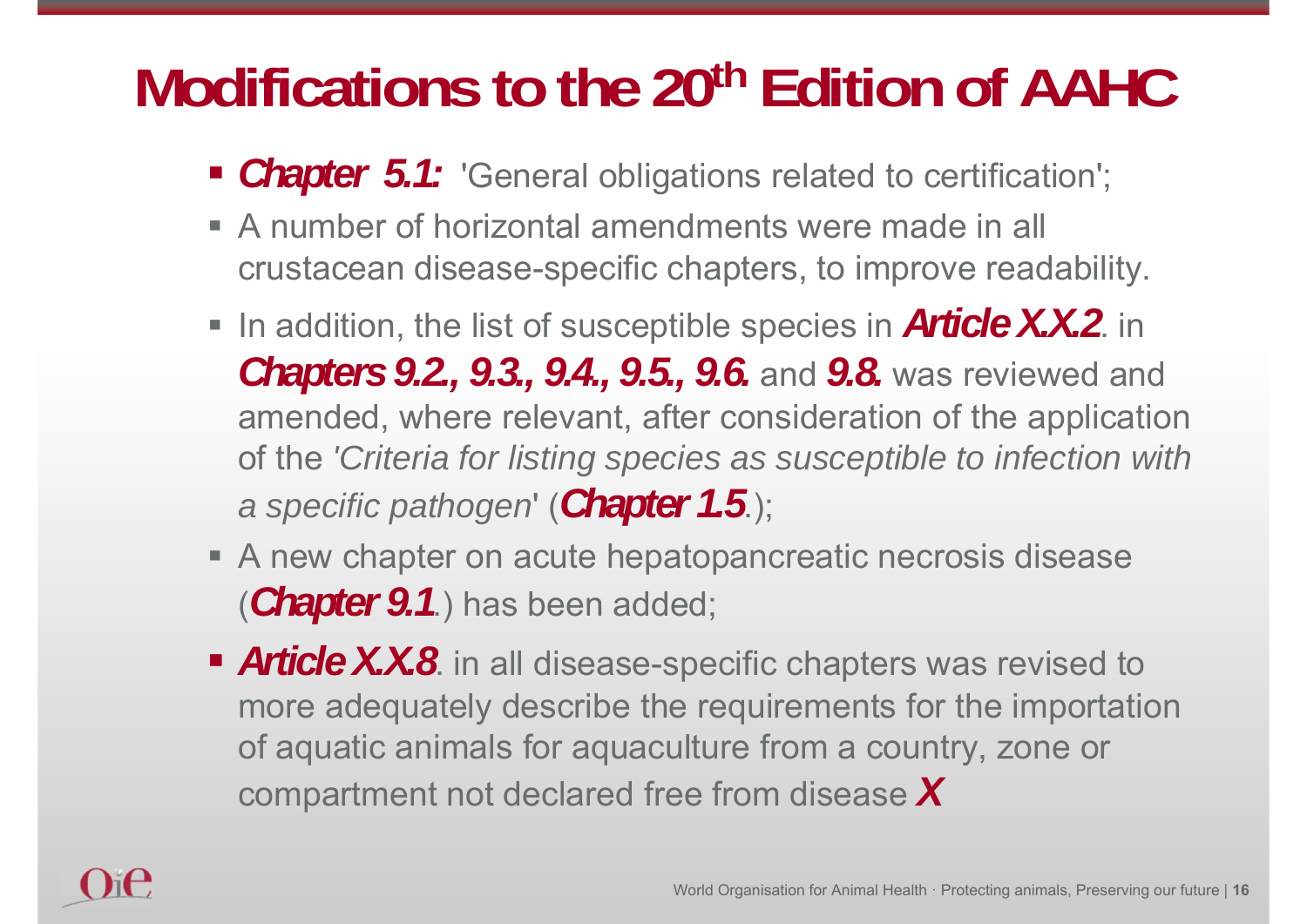# Modifications to the 20th Edition of AAHC

- ***Chapter 5.1:*** 'General obligations related to certification';
- A number of horizontal amendments were made in all crustacean disease-specific chapters, to improve readability.
- In addition, the list of susceptible species in ***Article X.X.2***. in ***Chapters 9.2., 9.3., 9.4., 9.5., 9.6.*** and ***9.8.*** was reviewed and amended, where relevant, after consideration of the application of the '*Criteria for listing species as susceptible to infection with a specific pathogen*' (***Chapter 1.5***.);
- A new chapter on acute hepatopancreatic necrosis disease (***Chapter 9.1***.) has been added;
- ***Article X.X.8***. in all disease-specific chapters was revised to more adequately describe the requirements for the importation of aquatic animals for aquaculture from a country, zone or compartment not declared free from disease ***X***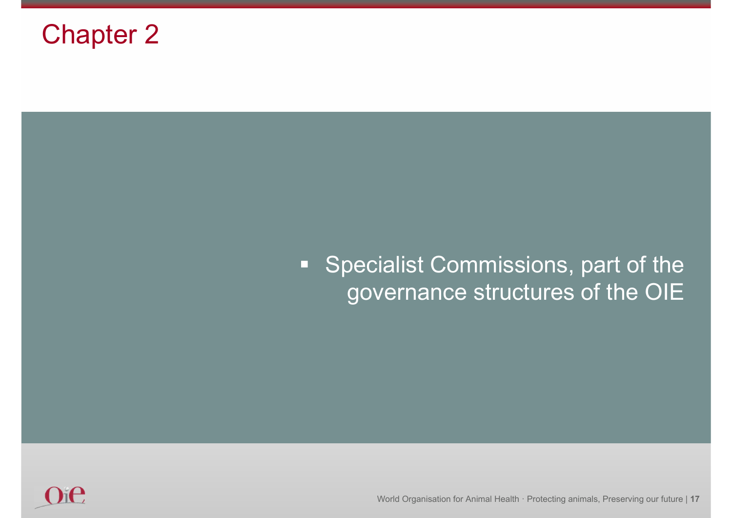# Chapter 2

- Specialist Commissions, part of the governance structures of the OIE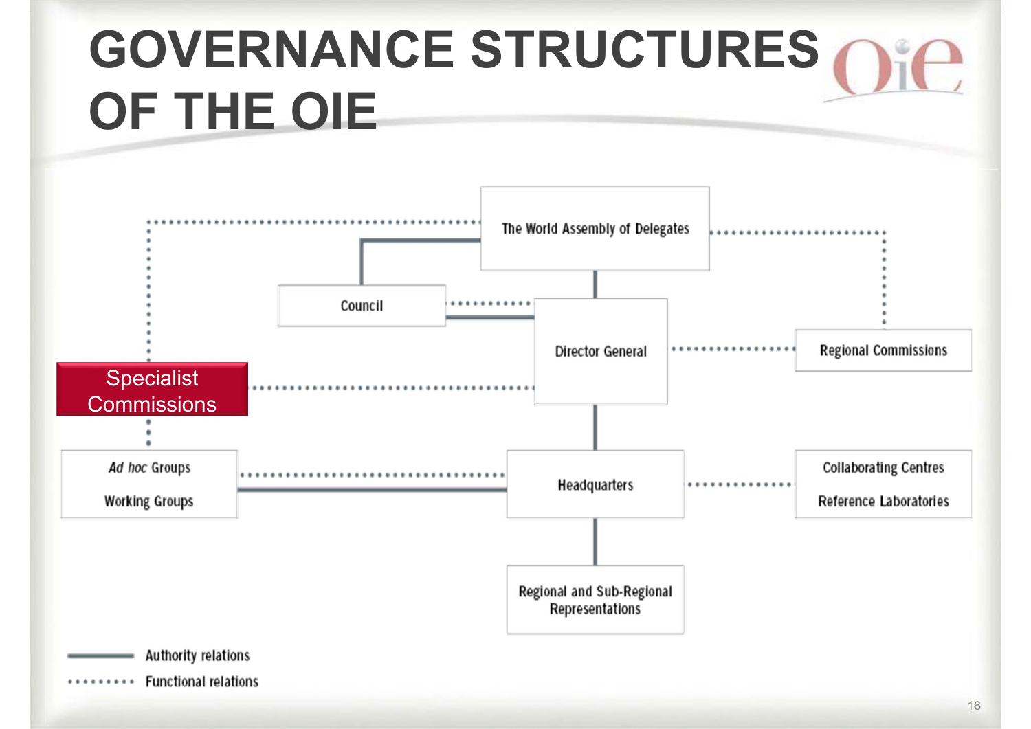# GOVERNANCE STRUCTURES OF THE OIE

The World Assembly of Delegates

Council

Director General

Regional Commissions

Specialist Commissions

*Ad hoc* Groups

Working Groups

Headquarters

Collaborating Centres

Reference Laboratories

Regional and Sub-Regional Representations

Authority relations

Functional relations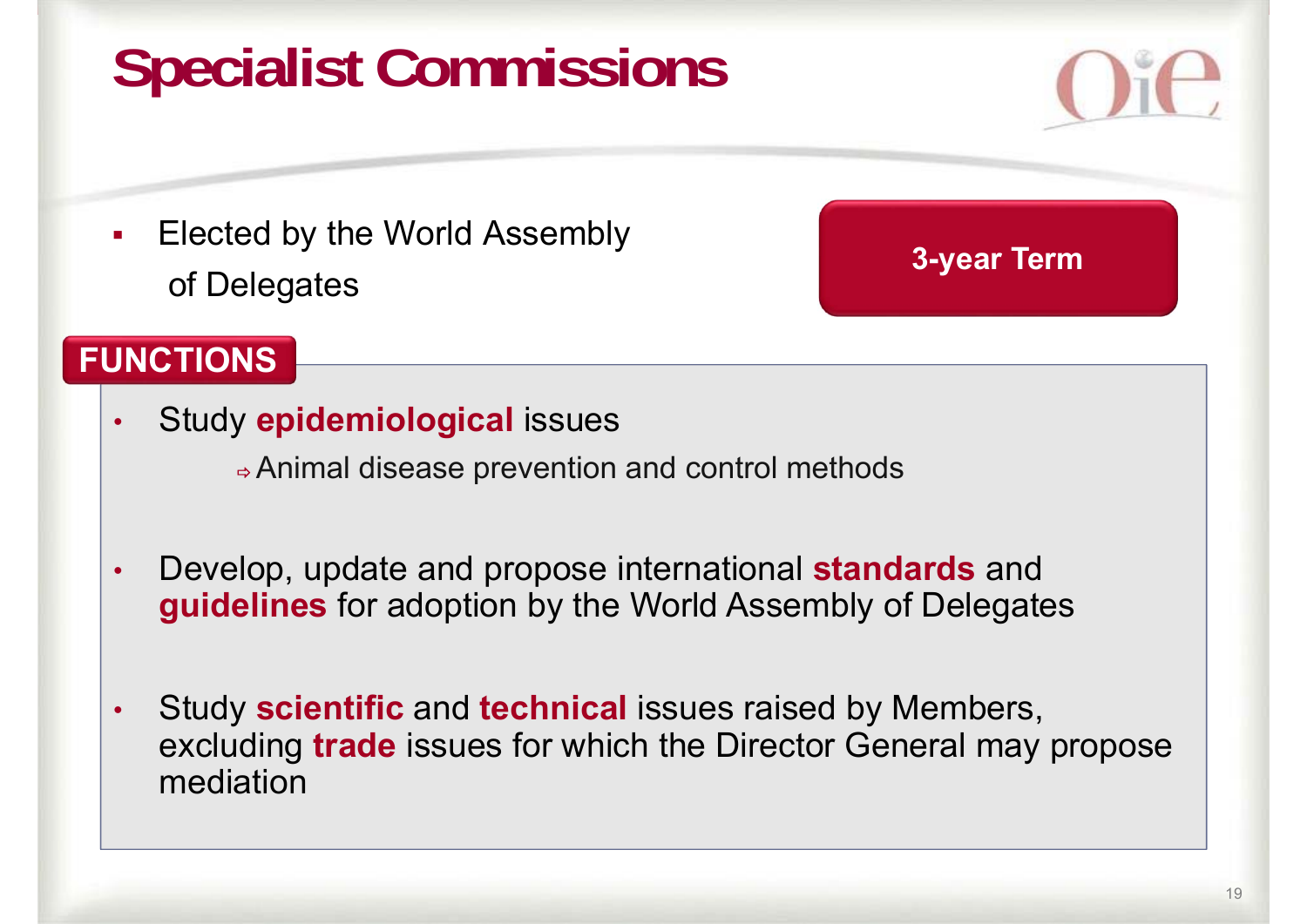# Specialist Commissions

- Elected by the World Assembly of Delegates

**3-year Term**

## FUNCTIONS

- Study **epidemiological** issues
  - ⇨ Animal disease prevention and control methods
- Develop, update and propose international **standards** and **guidelines** for adoption by the World Assembly of Delegates
- Study **scientific** and **technical** issues raised by Members, excluding **trade** issues for which the Director General may propose mediation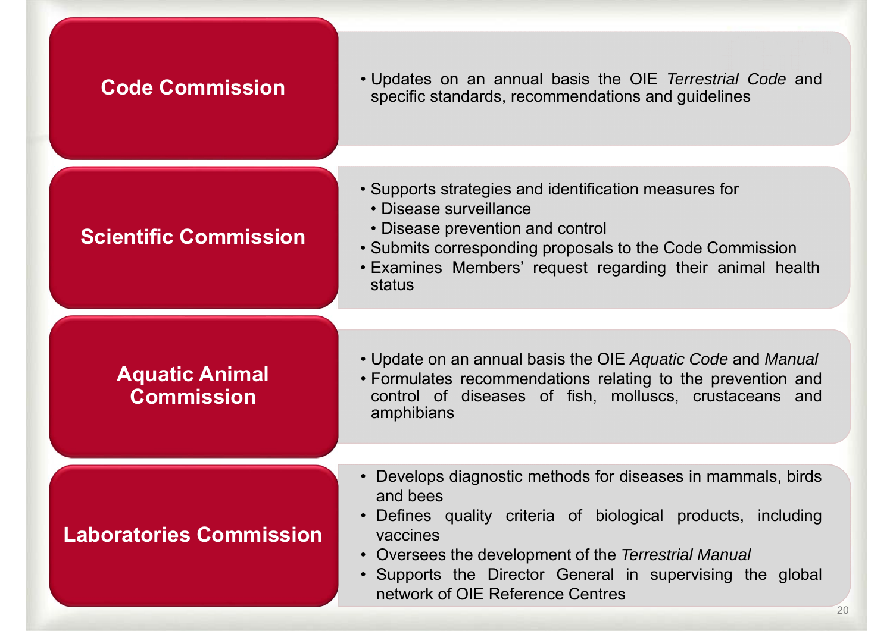## Code Commission

- Updates on an annual basis the OIE *Terrestrial Code* and specific standards, recommendations and guidelines

## Scientific Commission

- Supports strategies and identification measures for
  - Disease surveillance
  - Disease prevention and control
- Submits corresponding proposals to the Code Commission
- Examines Members' request regarding their animal health status

## Aquatic Animal Commission

- Update on an annual basis the OIE *Aquatic Code* and *Manual*
- Formulates recommendations relating to the prevention and control of diseases of fish, molluscs, crustaceans and amphibians

## Laboratories Commission

- Develops diagnostic methods for diseases in mammals, birds and bees
- Defines quality criteria of biological products, including vaccines
- Oversees the development of the *Terrestrial Manual*
- Supports the Director General in supervising the global network of OIE Reference Centres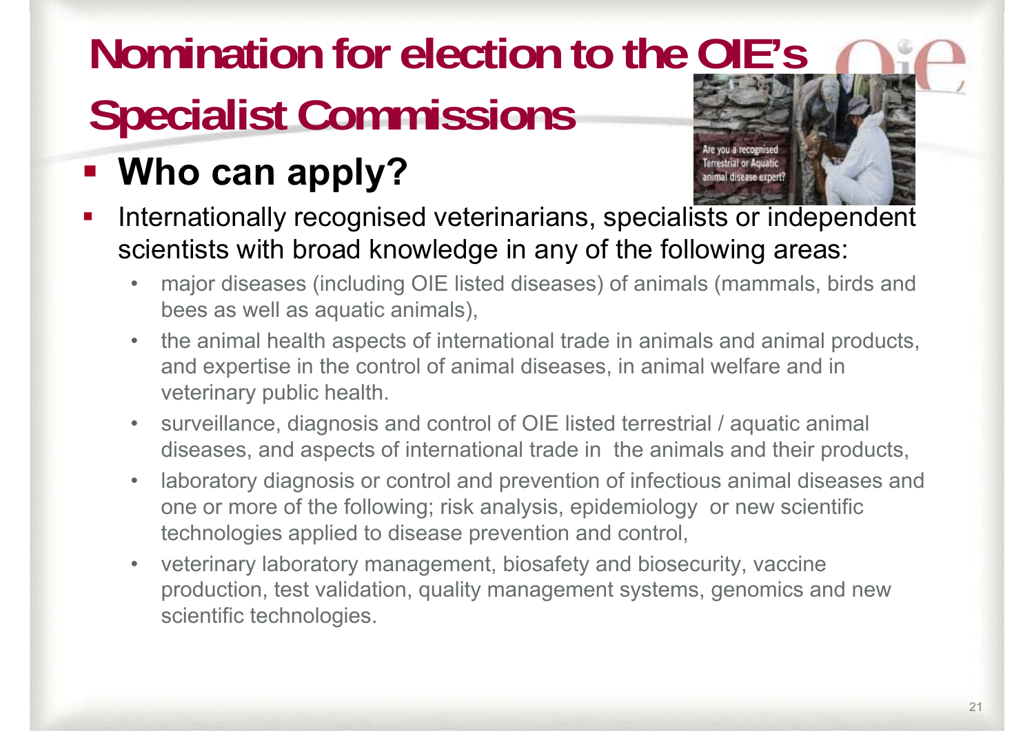# Nomination for election to the OIE's Specialist Commissions

## Who can apply?

- Internationally recognised veterinarians, specialists or independent scientists with broad knowledge in any of the following areas:
  - major diseases (including OIE listed diseases) of animals (mammals, birds and bees as well as aquatic animals),
  - the animal health aspects of international trade in animals and animal products, and expertise in the control of animal diseases, in animal welfare and in veterinary public health.
  - surveillance, diagnosis and control of OIE listed terrestrial / aquatic animal diseases, and aspects of international trade in the animals and their products,
  - laboratory diagnosis or control and prevention of infectious animal diseases and one or more of the following; risk analysis, epidemiology or new scientific technologies applied to disease prevention and control,
  - veterinary laboratory management, biosafety and biosecurity, vaccine production, test validation, quality management systems, genomics and new scientific technologies.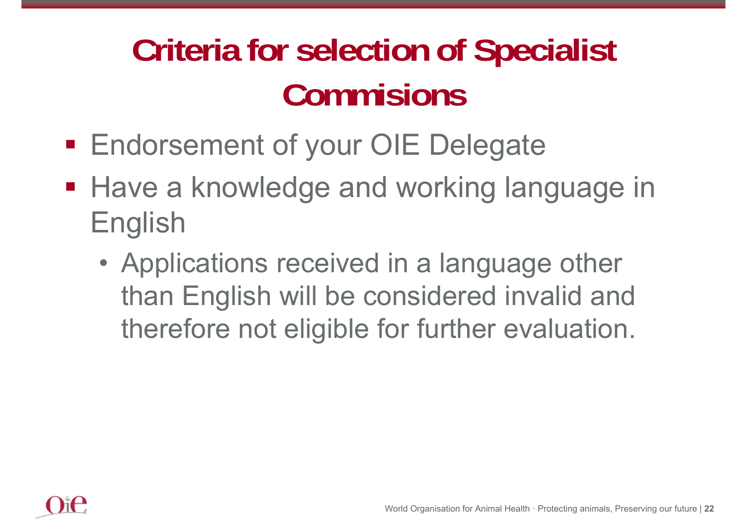# Criteria for selection of Specialist Commisions

- Endorsement of your OIE Delegate
- Have a knowledge and working language in English
  - Applications received in a language other than English will be considered invalid and therefore not eligible for further evaluation.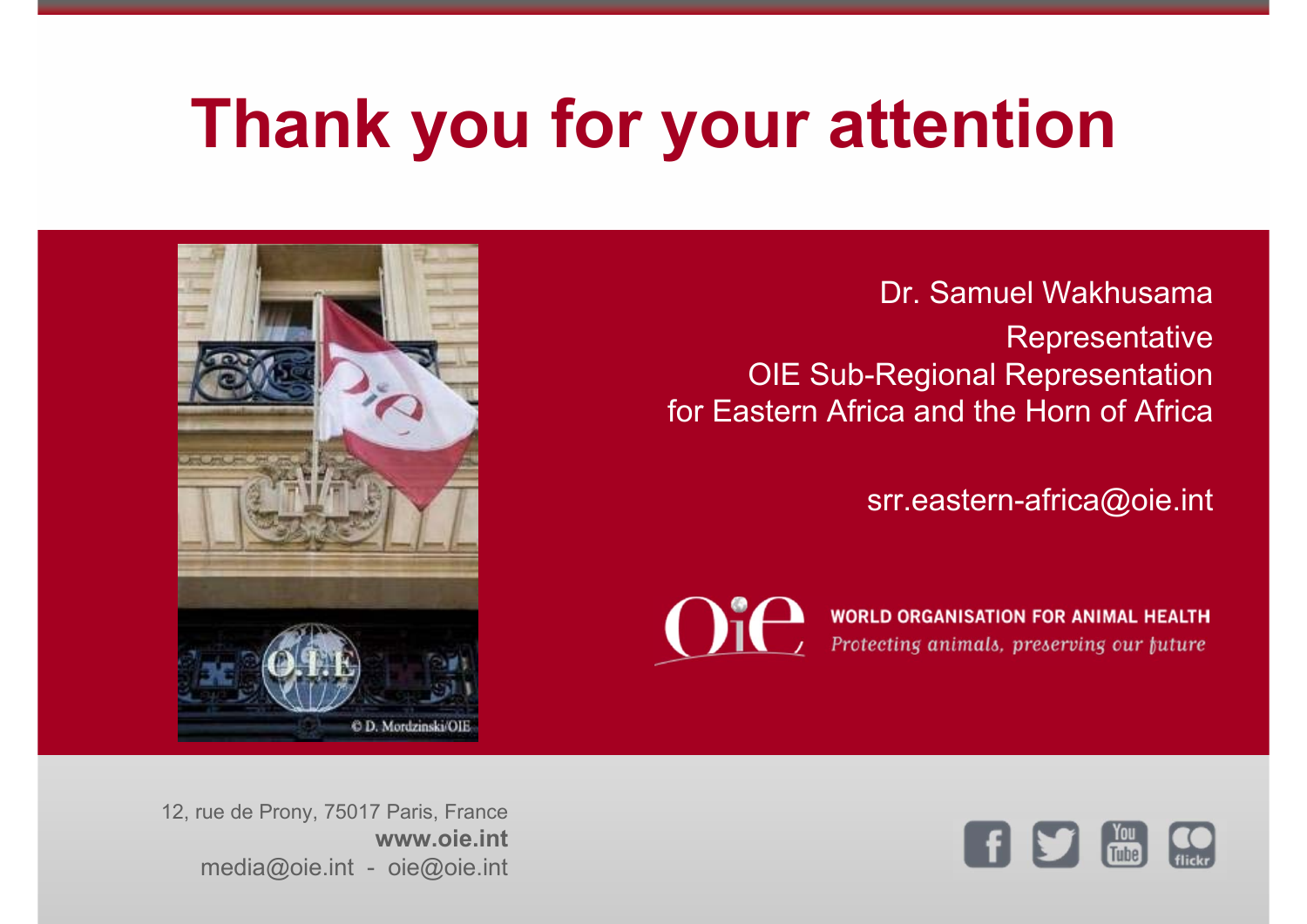# Thank you for your attention

Dr. Samuel Wakhusama

Representative

OIE Sub-Regional Representation for Eastern Africa and the Horn of Africa

srr.eastern-africa@oie.int

WORLD ORGANISATION FOR ANIMAL HEALTH

*Protecting animals, preserving our future*

12, rue de Prony, 75017 Paris, France

**www.oie.int**

media@oie.int - oie@oie.int